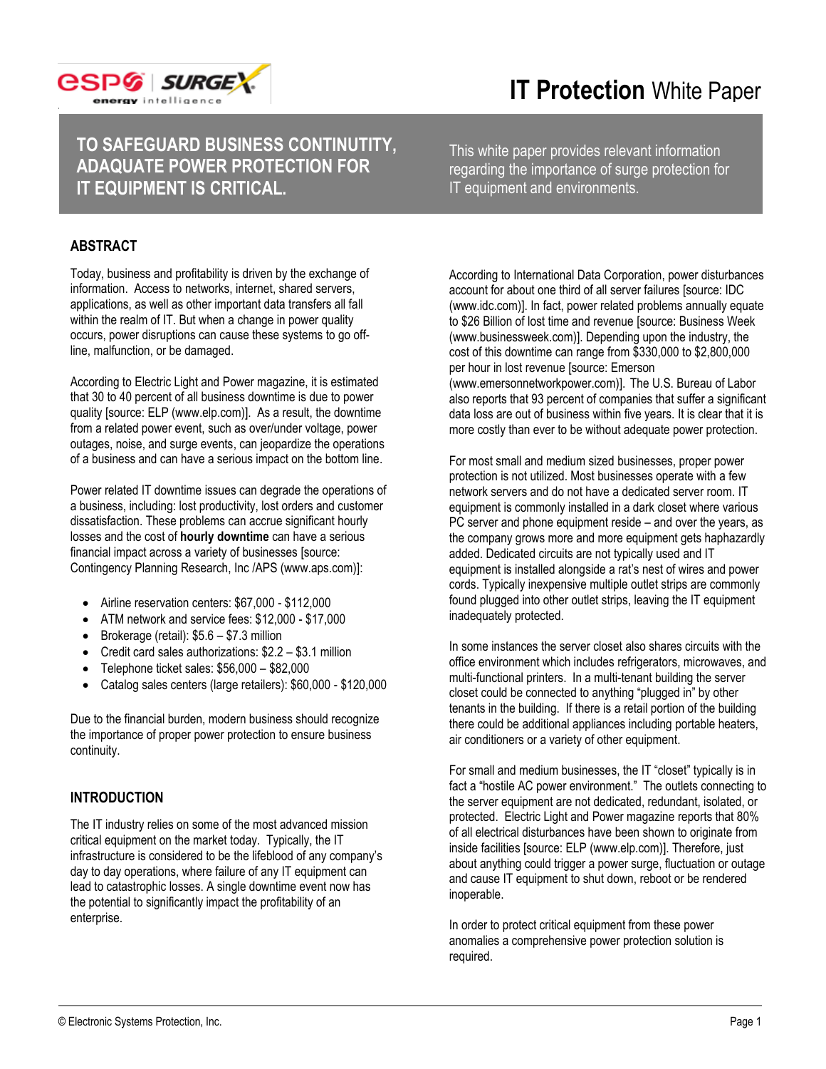# IT Protection White Paper

## TO SAFEGUARD BUSINESS CONTINUTITY, ADAQUATE POWER PROTECTION FOR IT EQUIPMENT IS CRITICAL.

This white paper provides relevant information regarding the importance of surge protection for IT equipment and environments.

## ABSTRACT

Today, business and profitability is driven by the exchange of information. Access to networks, internet, shared servers, applications, as well as other important data transfers all fall within the realm of IT. But when a change in power quality occurs, power disruptions can cause these systems to go off-line, malfunction, or be damaged.

According to Electric Light and Power magazine, it is estimated that 30 to 40 percent of all business downtime is due to power quality [source: ELP (www.elp.com)]. As a result, the downtime from a related power event, such as over/under voltage, power outages, noise, and surge events, can jeopardize the operations of a business and can have a serious impact on the bottom line.

Power related IT downtime issues can degrade the operations of a business, including: lost productivity, lost orders and customer dissatisfaction. These problems can accrue significant hourly losses and the cost of **hourly downtime** can have a serious financial impact across a variety of businesses [source: Contingency Planning Research, Inc /APS (www.aps.com)]:

- Airline reservation centers: $67,000 - $112,000
- ATM network and service fees: $12,000 - $17,000
- Brokerage (retail): $5.6 – $7.3 million
- Credit card sales authorizations: $2.2 – $3.1 million
- Telephone ticket sales: $56,000 – $82,000
- Catalog sales centers (large retailers): $60,000 - $120,000

Due to the financial burden, modern business should recognize the importance of proper power protection to ensure business continuity.

## INTRODUCTION

The IT industry relies on some of the most advanced mission critical equipment on the market today. Typically, the IT infrastructure is considered to be the lifeblood of any company's day to day operations, where failure of any IT equipment can lead to catastrophic losses. A single downtime event now has the potential to significantly impact the profitability of an enterprise.

According to International Data Corporation, power disturbances account for about one third of all server failures [source: IDC (www.idc.com)]. In fact, power related problems annually equate to $26 Billion of lost time and revenue [source: Business Week (www.businessweek.com)]. Depending upon the industry, the cost of this downtime can range from $330,000 to $2,800,000 per hour in lost revenue [source: Emerson (www.emersonnetworkpower.com)]. The U.S. Bureau of Labor also reports that 93 percent of companies that suffer a significant data loss are out of business within five years. It is clear that it is more costly than ever to be without adequate power protection.

For most small and medium sized businesses, proper power protection is not utilized. Most businesses operate with a few network servers and do not have a dedicated server room. IT equipment is commonly installed in a dark closet where various PC server and phone equipment reside – and over the years, as the company grows more and more equipment gets haphazardly added. Dedicated circuits are not typically used and IT equipment is installed alongside a rat's nest of wires and power cords. Typically inexpensive multiple outlet strips are commonly found plugged into other outlet strips, leaving the IT equipment inadequately protected.

In some instances the server closet also shares circuits with the office environment which includes refrigerators, microwaves, and multi-functional printers. In a multi-tenant building the server closet could be connected to anything "plugged in" by other tenants in the building. If there is a retail portion of the building there could be additional appliances including portable heaters, air conditioners or a variety of other equipment.

For small and medium businesses, the IT "closet" typically is in fact a "hostile AC power environment." The outlets connecting to the server equipment are not dedicated, redundant, isolated, or protected. Electric Light and Power magazine reports that 80% of all electrical disturbances have been shown to originate from inside facilities [source: ELP (www.elp.com)]. Therefore, just about anything could trigger a power surge, fluctuation or outage and cause IT equipment to shut down, reboot or be rendered inoperable.

In order to protect critical equipment from these power anomalies a comprehensive power protection solution is required.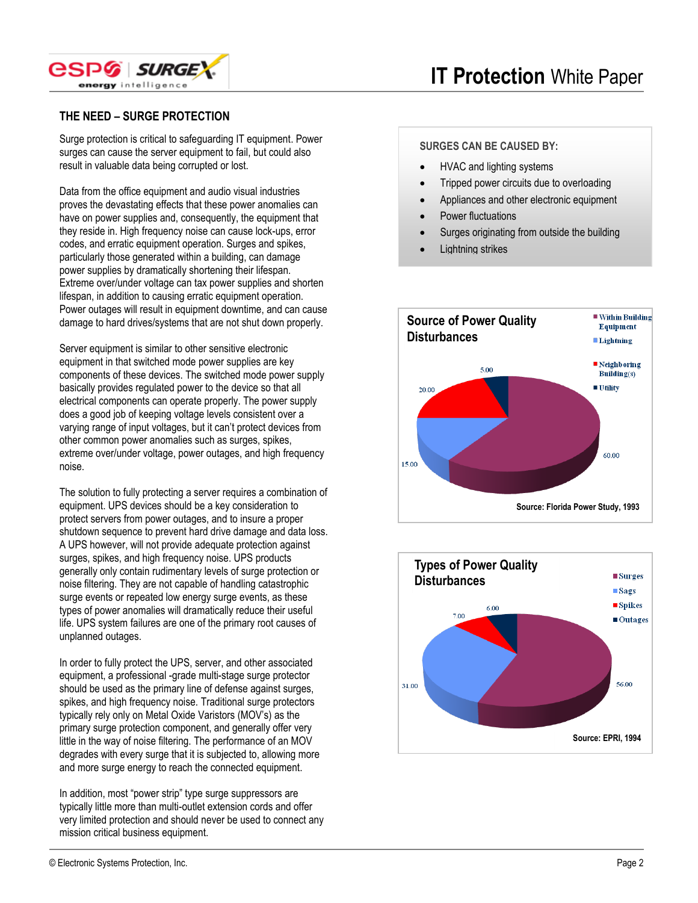## THE NEED – SURGE PROTECTION

Surge protection is critical to safeguarding IT equipment. Power surges can cause the server equipment to fail, but could also result in valuable data being corrupted or lost.

Data from the office equipment and audio visual industries proves the devastating effects that these power anomalies can have on power supplies and, consequently, the equipment that they reside in. High frequency noise can cause lock-ups, error codes, and erratic equipment operation. Surges and spikes, particularly those generated within a building, can damage power supplies by dramatically shortening their lifespan. Extreme over/under voltage can tax power supplies and shorten lifespan, in addition to causing erratic equipment operation. Power outages will result in equipment downtime, and can cause damage to hard drives/systems that are not shut down properly.

Server equipment is similar to other sensitive electronic equipment in that switched mode power supplies are key components of these devices. The switched mode power supply basically provides regulated power to the device so that all electrical components can operate properly. The power supply does a good job of keeping voltage levels consistent over a varying range of input voltages, but it can't protect devices from other common power anomalies such as surges, spikes, extreme over/under voltage, power outages, and high frequency noise.

The solution to fully protecting a server requires a combination of equipment. UPS devices should be a key consideration to protect servers from power outages, and to insure a proper shutdown sequence to prevent hard drive damage and data loss. A UPS however, will not provide adequate protection against surges, spikes, and high frequency noise. UPS products generally only contain rudimentary levels of surge protection or noise filtering. They are not capable of handling catastrophic surge events or repeated low energy surge events, as these types of power anomalies will dramatically reduce their useful life. UPS system failures are one of the primary root causes of unplanned outages.

In order to fully protect the UPS, server, and other associated equipment, a professional -grade multi-stage surge protector should be used as the primary line of defense against surges, spikes, and high frequency noise. Traditional surge protectors typically rely only on Metal Oxide Varistors (MOV's) as the primary surge protection component, and generally offer very little in the way of noise filtering. The performance of an MOV degrades with every surge that it is subjected to, allowing more and more surge energy to reach the connected equipment.

In addition, most "power strip" type surge suppressors are typically little more than multi-outlet extension cords and offer very limited protection and should never be used to connect any mission critical business equipment.

**SURGES CAN BE CAUSED BY:**

- HVAC and lighting systems
- Tripped power circuits due to overloading
- Appliances and other electronic equipment
- Power fluctuations
- Surges originating from outside the building
- Lightning strikes

**Source of Power Quality Disturbances**

Within Building Equipment
Lightning
Neighboring Building(s)
Utility

60.00
15.00
20.00
5.00

Source: Florida Power Study, 1993

**Types of Power Quality Disturbances**

Surges
Sags
Spikes
Outages

56.00
31.00
7.00
6.00

Source: EPRI, 1994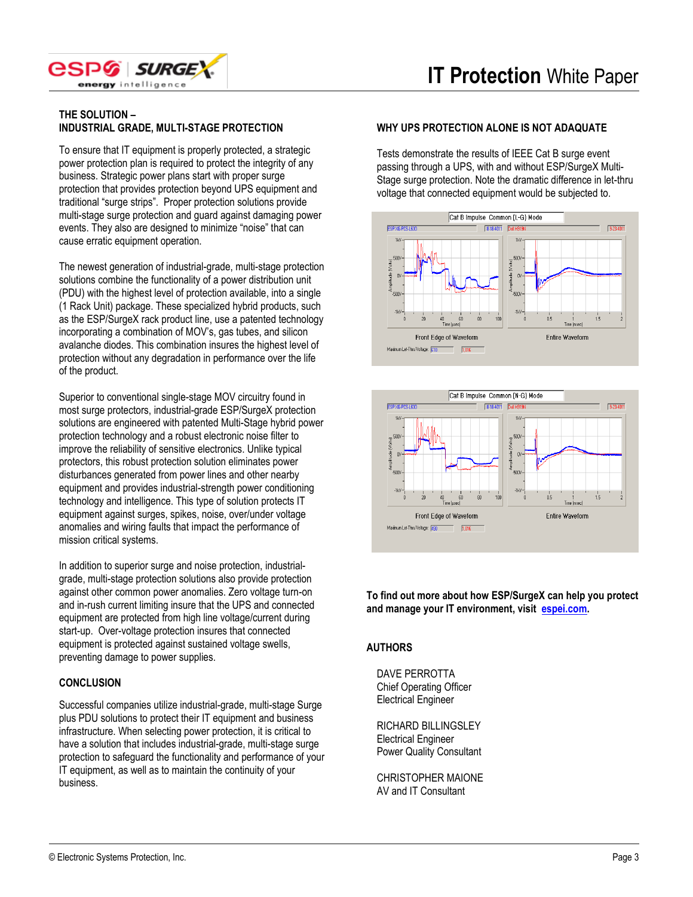## THE SOLUTION – INDUSTRIAL GRADE, MULTI-STAGE PROTECTION

To ensure that IT equipment is properly protected, a strategic power protection plan is required to protect the integrity of any business. Strategic power plans start with proper surge protection that provides protection beyond UPS equipment and traditional “surge strips”. Proper protection solutions provide multi-stage surge protection and guard against damaging power events. They also are designed to minimize “noise” that can cause erratic equipment operation.

The newest generation of industrial-grade, multi-stage protection solutions combine the functionality of a power distribution unit (PDU) with the highest level of protection available, into a single (1 Rack Unit) package. These specialized hybrid products, such as the ESP/SurgeX rack product line, use a patented technology incorporating a combination of MOV’s, gas tubes, and silicon avalanche diodes. This combination insures the highest level of protection without any degradation in performance over the life of the product.

Superior to conventional single-stage MOV circuitry found in most surge protectors, industrial-grade ESP/SurgeX protection solutions are engineered with patented Multi-Stage hybrid power protection technology and a robust electronic noise filter to improve the reliability of sensitive electronics. Unlike typical protectors, this robust protection solution eliminates power disturbances generated from power lines and other nearby equipment and provides industrial-strength power conditioning technology and intelligence. This type of solution protects IT equipment against surges, spikes, noise, over/under voltage anomalies and wiring faults that impact the performance of mission critical systems.

In addition to superior surge and noise protection, industrial-grade, multi-stage protection solutions also provide protection against other common power anomalies. Zero voltage turn-on and in-rush current limiting insure that the UPS and connected equipment are protected from high line voltage/current during start-up. Over-voltage protection insures that connected equipment is protected against sustained voltage swells, preventing damage to power supplies.

## CONCLUSION

Successful companies utilize industrial-grade, multi-stage Surge plus PDU solutions to protect their IT equipment and business infrastructure. When selecting power protection, it is critical to have a solution that includes industrial-grade, multi-stage surge protection to safeguard the functionality and performance of your IT equipment, as well as to maintain the continuity of your business.

## WHY UPS PROTECTION ALONE IS NOT ADAQUATE

Tests demonstrate the results of IEEE Cat B surge event passing through a UPS, with and without ESP/SurgeX Multi-Stage surge protection. Note the dramatic difference in let-thru voltage that connected equipment would be subjected to.

Cat B Impulse Common (L-G) Mode

Front Edge of Waveform

Entire Waveform

Cat B Impulse Common (N-G) Mode

Front Edge of Waveform

Entire Waveform

**To find out more about how ESP/SurgeX can help you protect and manage your IT environment, visit [espei.com](http://espei.com).**

## AUTHORS

DAVE PERROTTA
Chief Operating Officer
Electrical Engineer

RICHARD BILLINGSLEY
Electrical Engineer
Power Quality Consultant

CHRISTOPHER MAIONE
AV and IT Consultant

© Electronic Systems Protection, Inc.